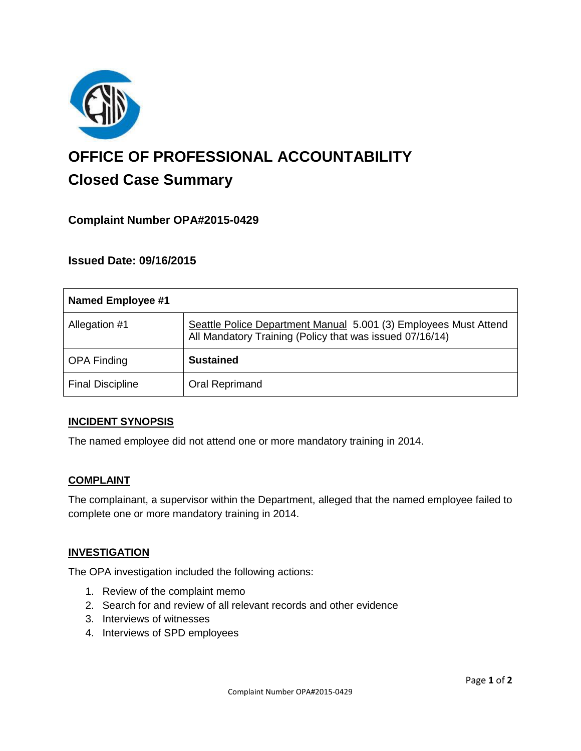# OFFICE OF PROFESSIONAL ACCOUNTABILITY

## Closed Case Summary

### Complaint Number OPA#2015-0429

### Issued Date: 09/16/2015

| Named Employee #1 | |
|---|---|
| Allegation #1 | Seattle Police Department Manual 5.001 (3) Employees Must Attend All Mandatory Training (Policy that was issued 07/16/14) |
| OPA Finding | **Sustained** |
| Final Discipline | Oral Reprimand |

**INCIDENT SYNOPSIS**

The named employee did not attend one or more mandatory training in 2014.

**COMPLAINT**

The complainant, a supervisor within the Department, alleged that the named employee failed to complete one or more mandatory training in 2014.

**INVESTIGATION**

The OPA investigation included the following actions:

1. Review of the complaint memo
2. Search for and review of all relevant records and other evidence
3. Interviews of witnesses
4. Interviews of SPD employees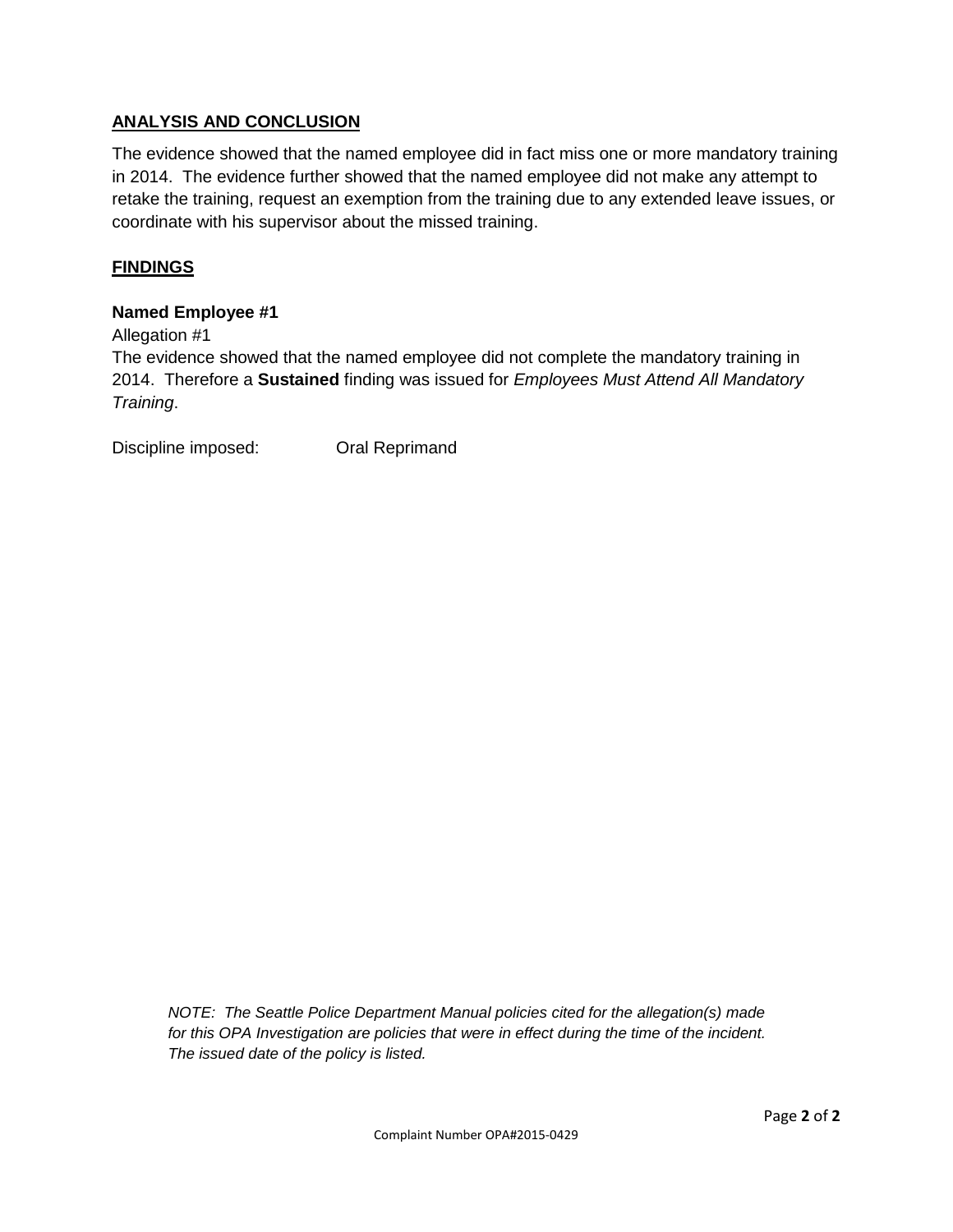## ANALYSIS AND CONCLUSION

The evidence showed that the named employee did in fact miss one or more mandatory training in 2014. The evidence further showed that the named employee did not make any attempt to retake the training, request an exemption from the training due to any extended leave issues, or coordinate with his supervisor about the missed training.

## FINDINGS

**Named Employee #1**

Allegation #1

The evidence showed that the named employee did not complete the mandatory training in 2014. Therefore a **Sustained** finding was issued for *Employees Must Attend All Mandatory Training*.

Discipline imposed: Oral Reprimand

*NOTE: The Seattle Police Department Manual policies cited for the allegation(s) made for this OPA Investigation are policies that were in effect during the time of the incident. The issued date of the policy is listed.*

Complaint Number OPA#2015-0429